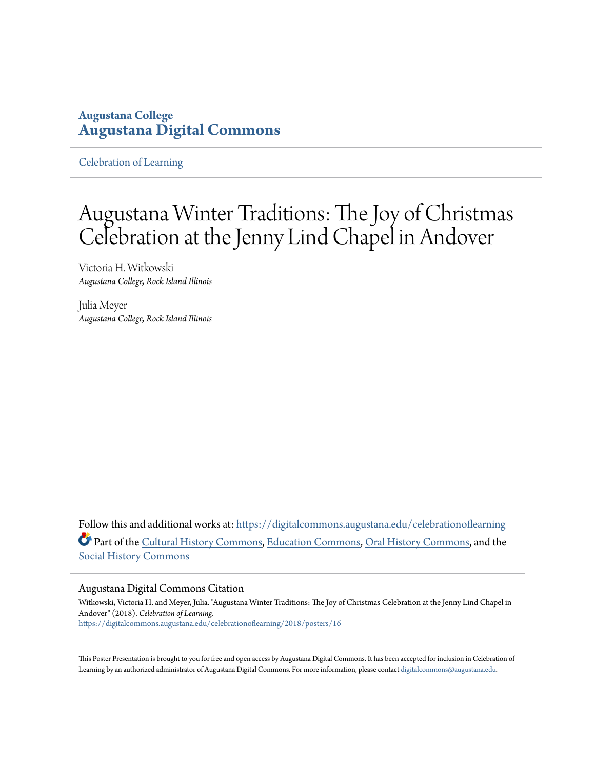**Augustana College**
**Augustana Digital Commons**

Celebration of Learning

# Augustana Winter Traditions: The Joy of Christmas Celebration at the Jenny Lind Chapel in Andover

Victoria H. Witkowski
*Augustana College, Rock Island Illinois*

Julia Meyer
*Augustana College, Rock Island Illinois*

Follow this and additional works at: https://digitalcommons.augustana.edu/celebrationoflearning

Part of the Cultural History Commons, Education Commons, Oral History Commons, and the Social History Commons

## Augustana Digital Commons Citation

Witkowski, Victoria H. and Meyer, Julia. "Augustana Winter Traditions: The Joy of Christmas Celebration at the Jenny Lind Chapel in Andover" (2018). *Celebration of Learning.*
https://digitalcommons.augustana.edu/celebrationoflearning/2018/posters/16

This Poster Presentation is brought to you for free and open access by Augustana Digital Commons. It has been accepted for inclusion in Celebration of Learning by an authorized administrator of Augustana Digital Commons. For more information, please contact digitalcommons@augustana.edu.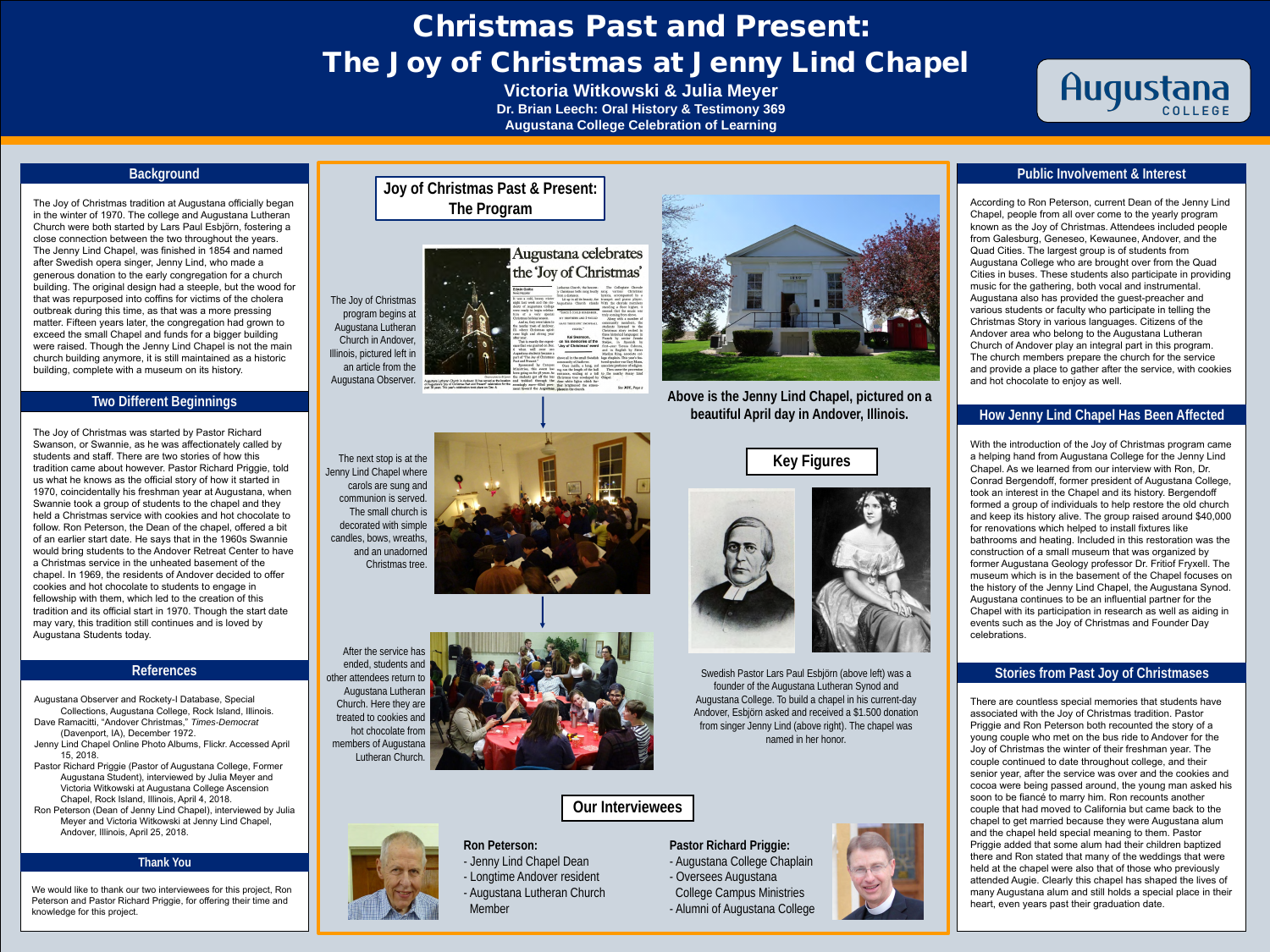# Christmas Past and Present: The Joy of Christmas at Jenny Lind Chapel

**Victoria Witkowski & Julia Meyer**

**Dr. Brian Leech: Oral History & Testimony 369**

**Augustana College Celebration of Learning**

Augustana COLLEGE

## Background

The Joy of Christmas tradition at Augustana officially began in the winter of 1970. The college and Augustana Lutheran Church were both started by Lars Paul Esbjörn, fostering a close connection between the two throughout the years. The Jenny Lind Chapel, was finished in 1854 and named after Swedish opera singer, Jenny Lind, who made a generous donation to the early congregation for a church building. The original design had a steeple, but the wood for that was repurposed into coffins for victims of the cholera outbreak during this time, as that was a more pressing matter. Fifteen years later, the congregation had grown to exceed the small Chapel and funds for a bigger building were raised. Though the Jenny Lind Chapel is not the main church building anymore, it is still maintained as a historic building, complete with a museum on its history.

## Two Different Beginnings

The Joy of Christmas was started by Pastor Richard Swanson, or Swannie, as he was affectionately called by students and staff. There are two stories of how this tradition came about however. Pastor Richard Priggie, told us what he knows as the official story of how it started in 1970, coincidentally his freshman year at Augustana, when Swannie took a group of students to the chapel and they held a Christmas service with cookies and hot chocolate to follow. Ron Peterson, the Dean of the chapel, offered a bit of an earlier start date. He says that in the 1960s Swannie would bring students to the Andover Retreat Center to have a Christmas service in the unheated basement of the chapel. In 1969, the residents of Andover decided to offer cookies and hot chocolate to students to engage in fellowship with them, which led to the creation of this tradition and its official start in 1970. Though the start date may vary, this tradition still continues and is loved by Augustana Students today.

## References

- Augustana Observer and Rockety-I Database, Special Collections, Augustana College, Rock Island, Illinois.
- Dave Ramacitti, "Andover Christmas," *Times-Democrat* (Davenport, IA), December 1972.
- Jenny Lind Chapel Online Photo Albums, Flickr. Accessed April 15, 2018.
- Pastor Richard Priggie (Pastor of Augustana College, Former Augustana Student), interviewed by Julia Meyer and Victoria Witkowski at Augustana College Ascension Chapel, Rock Island, Illinois, April 4, 2018.
- Ron Peterson (Dean of Jenny Lind Chapel), interviewed by Julia Meyer and Victoria Witkowski at Jenny Lind Chapel, Andover, Illinois, April 25, 2018.

## Thank You

We would like to thank our two interviewees for this project, Ron Peterson and Pastor Richard Priggie, for offering their time and knowledge for this project.

## Joy of Christmas Past & Present: The Program

The Joy of Christmas program begins at Augustana Lutheran Church in Andover, Illinois, pictured left in an article from the Augustana Observer.

The next stop is at the Jenny Lind Chapel where carols are sung and communion is served. The small church is decorated with simple candles, bows, wreaths, and an unadorned Christmas tree.

After the service has ended, students and other attendees return to Augustana Lutheran Church. Here they are treated to cookies and hot chocolate from members of Augustana Lutheran Church.

Above is the Jenny Lind Chapel, pictured on a beautiful April day in Andover, Illinois.

## Key Figures

Swedish Pastor Lars Paul Esbjörn (above left) was a founder of the Augustana Lutheran Synod and Augustana College. To build a chapel in his current-day Andover, Esbjörn asked and received a $1.500 donation from singer Jenny Lind (above right). The chapel was named in her honor.

## Our Interviewees

**Ron Peterson:**
- Jenny Lind Chapel Dean
- Longtime Andover resident
- Augustana Lutheran Church Member

**Pastor Richard Priggie:**
- Augustana College Chaplain
- Oversees Augustana College Campus Ministries
- Alumni of Augustana College

## Public Involvement & Interest

According to Ron Peterson, current Dean of the Jenny Lind Chapel, people from all over come to the yearly program known as the Joy of Christmas. Attendees included people from Galesburg, Geneseo, Kewaunee, Andover, and the Quad Cities. The largest group is of students from Augustana College who are brought over from the Quad Cities in buses. These students also participate in providing music for the gathering, both vocal and instrumental. Augustana also has provided the guest-preacher and various students or faculty who participate in telling the Christmas Story in various languages. Citizens of the Andover area who belong to the Augustana Lutheran Church of Andover play an integral part in this program. The church members prepare the church for the service and provide a place to gather after the service, with cookies and hot chocolate to enjoy as well.

## How Jenny Lind Chapel Has Been Affected

With the introduction of the Joy of Christmas program came a helping hand from Augustana College for the Jenny Lind Chapel. As we learned from our interview with Ron, Dr. Conrad Bergendoff, former president of Augustana College, took an interest in the Chapel and its history. Bergendoff formed a group of individuals to help restore the old church and keep its history alive. The group raised around $40,000 for renovations which helped to install fixtures like bathrooms and heating. Included in this restoration was the construction of a small museum that was organized by former Augustana Geology professor Dr. Fritiof Fryxell. The museum which is in the basement of the Chapel focuses on the history of the Jenny Lind Chapel, the Augustana Synod. Augustana continues to be an influential partner for the Chapel with its participation in research as well as aiding in events such as the Joy of Christmas and Founder Day celebrations.

## Stories from Past Joy of Christmases

There are countless special memories that students have associated with the Joy of Christmas tradition. Pastor Priggie and Ron Peterson both recounted the story of a young couple who met on the bus ride to Andover for the Joy of Christmas the winter of their freshman year. The couple continued to date throughout college, and their senior year, after the service was over and the cookies and cocoa were being passed around, the young man asked his soon to be fiancé to marry him. Ron recounts another couple that had moved to California but came back to the chapel to get married because they were Augustana alum and the chapel held special meaning to them. Pastor Priggie added that some alum had their children baptized there and Ron stated that many of the weddings that were held at the chapel were also that of those who previously attended Augie. Clearly this chapel has shaped the lives of many Augustana alum and still holds a special place in their heart, even years past their graduation date.